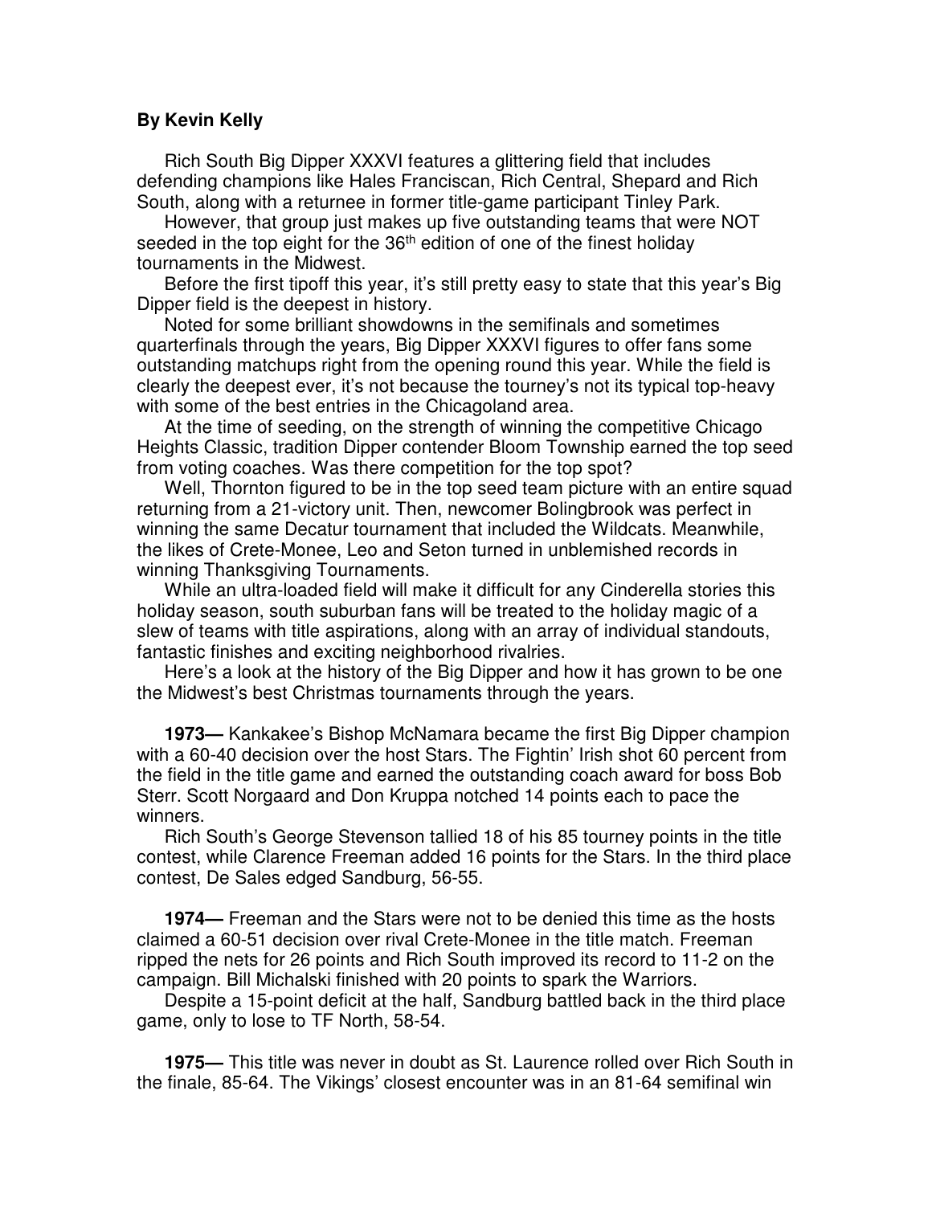**By Kevin Kelly**

Rich South Big Dipper XXXVI features a glittering field that includes defending champions like Hales Franciscan, Rich Central, Shepard and Rich South, along with a returnee in former title-game participant Tinley Park.

However, that group just makes up five outstanding teams that were NOT seeded in the top eight for the 36th edition of one of the finest holiday tournaments in the Midwest.

Before the first tipoff this year, it's still pretty easy to state that this year's Big Dipper field is the deepest in history.

Noted for some brilliant showdowns in the semifinals and sometimes quarterfinals through the years, Big Dipper XXXVI figures to offer fans some outstanding matchups right from the opening round this year. While the field is clearly the deepest ever, it's not because the tourney's not its typical top-heavy with some of the best entries in the Chicagoland area.

At the time of seeding, on the strength of winning the competitive Chicago Heights Classic, tradition Dipper contender Bloom Township earned the top seed from voting coaches. Was there competition for the top spot?

Well, Thornton figured to be in the top seed team picture with an entire squad returning from a 21-victory unit. Then, newcomer Bolingbrook was perfect in winning the same Decatur tournament that included the Wildcats. Meanwhile, the likes of Crete-Monee, Leo and Seton turned in unblemished records in winning Thanksgiving Tournaments.

While an ultra-loaded field will make it difficult for any Cinderella stories this holiday season, south suburban fans will be treated to the holiday magic of a slew of teams with title aspirations, along with an array of individual standouts, fantastic finishes and exciting neighborhood rivalries.

Here's a look at the history of the Big Dipper and how it has grown to be one the Midwest's best Christmas tournaments through the years.

**1973—** Kankakee's Bishop McNamara became the first Big Dipper champion with a 60-40 decision over the host Stars. The Fightin' Irish shot 60 percent from the field in the title game and earned the outstanding coach award for boss Bob Sterr. Scott Norgaard and Don Kruppa notched 14 points each to pace the winners.

Rich South's George Stevenson tallied 18 of his 85 tourney points in the title contest, while Clarence Freeman added 16 points for the Stars. In the third place contest, De Sales edged Sandburg, 56-55.

**1974—** Freeman and the Stars were not to be denied this time as the hosts claimed a 60-51 decision over rival Crete-Monee in the title match. Freeman ripped the nets for 26 points and Rich South improved its record to 11-2 on the campaign. Bill Michalski finished with 20 points to spark the Warriors.

Despite a 15-point deficit at the half, Sandburg battled back in the third place game, only to lose to TF North, 58-54.

**1975—** This title was never in doubt as St. Laurence rolled over Rich South in the finale, 85-64. The Vikings' closest encounter was in an 81-64 semifinal win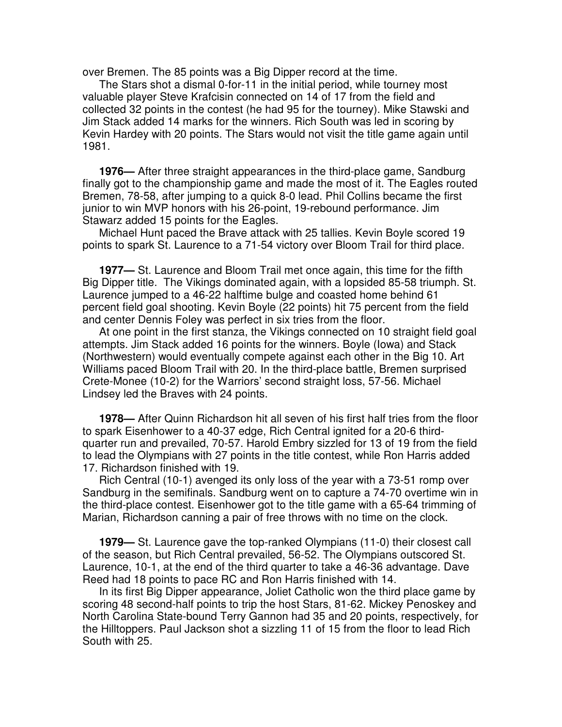over Bremen. The 85 points was a Big Dipper record at the time.

The Stars shot a dismal 0-for-11 in the initial period, while tourney most valuable player Steve Krafcisin connected on 14 of 17 from the field and collected 32 points in the contest (he had 95 for the tourney). Mike Stawski and Jim Stack added 14 marks for the winners. Rich South was led in scoring by Kevin Hardey with 20 points. The Stars would not visit the title game again until 1981.

**1976—** After three straight appearances in the third-place game, Sandburg finally got to the championship game and made the most of it. The Eagles routed Bremen, 78-58, after jumping to a quick 8-0 lead. Phil Collins became the first junior to win MVP honors with his 26-point, 19-rebound performance. Jim Stawarz added 15 points for the Eagles.

Michael Hunt paced the Brave attack with 25 tallies. Kevin Boyle scored 19 points to spark St. Laurence to a 71-54 victory over Bloom Trail for third place.

**1977—** St. Laurence and Bloom Trail met once again, this time for the fifth Big Dipper title. The Vikings dominated again, with a lopsided 85-58 triumph. St. Laurence jumped to a 46-22 halftime bulge and coasted home behind 61 percent field goal shooting. Kevin Boyle (22 points) hit 75 percent from the field and center Dennis Foley was perfect in six tries from the floor.

At one point in the first stanza, the Vikings connected on 10 straight field goal attempts. Jim Stack added 16 points for the winners. Boyle (Iowa) and Stack (Northwestern) would eventually compete against each other in the Big 10. Art Williams paced Bloom Trail with 20. In the third-place battle, Bremen surprised Crete-Monee (10-2) for the Warriors' second straight loss, 57-56. Michael Lindsey led the Braves with 24 points.

**1978—** After Quinn Richardson hit all seven of his first half tries from the floor to spark Eisenhower to a 40-37 edge, Rich Central ignited for a 20-6 third-quarter run and prevailed, 70-57. Harold Embry sizzled for 13 of 19 from the field to lead the Olympians with 27 points in the title contest, while Ron Harris added 17. Richardson finished with 19.

Rich Central (10-1) avenged its only loss of the year with a 73-51 romp over Sandburg in the semifinals. Sandburg went on to capture a 74-70 overtime win in the third-place contest. Eisenhower got to the title game with a 65-64 trimming of Marian, Richardson canning a pair of free throws with no time on the clock.

**1979—** St. Laurence gave the top-ranked Olympians (11-0) their closest call of the season, but Rich Central prevailed, 56-52. The Olympians outscored St. Laurence, 10-1, at the end of the third quarter to take a 46-36 advantage. Dave Reed had 18 points to pace RC and Ron Harris finished with 14.

In its first Big Dipper appearance, Joliet Catholic won the third place game by scoring 48 second-half points to trip the host Stars, 81-62. Mickey Penoskey and North Carolina State-bound Terry Gannon had 35 and 20 points, respectively, for the Hilltoppers. Paul Jackson shot a sizzling 11 of 15 from the floor to lead Rich South with 25.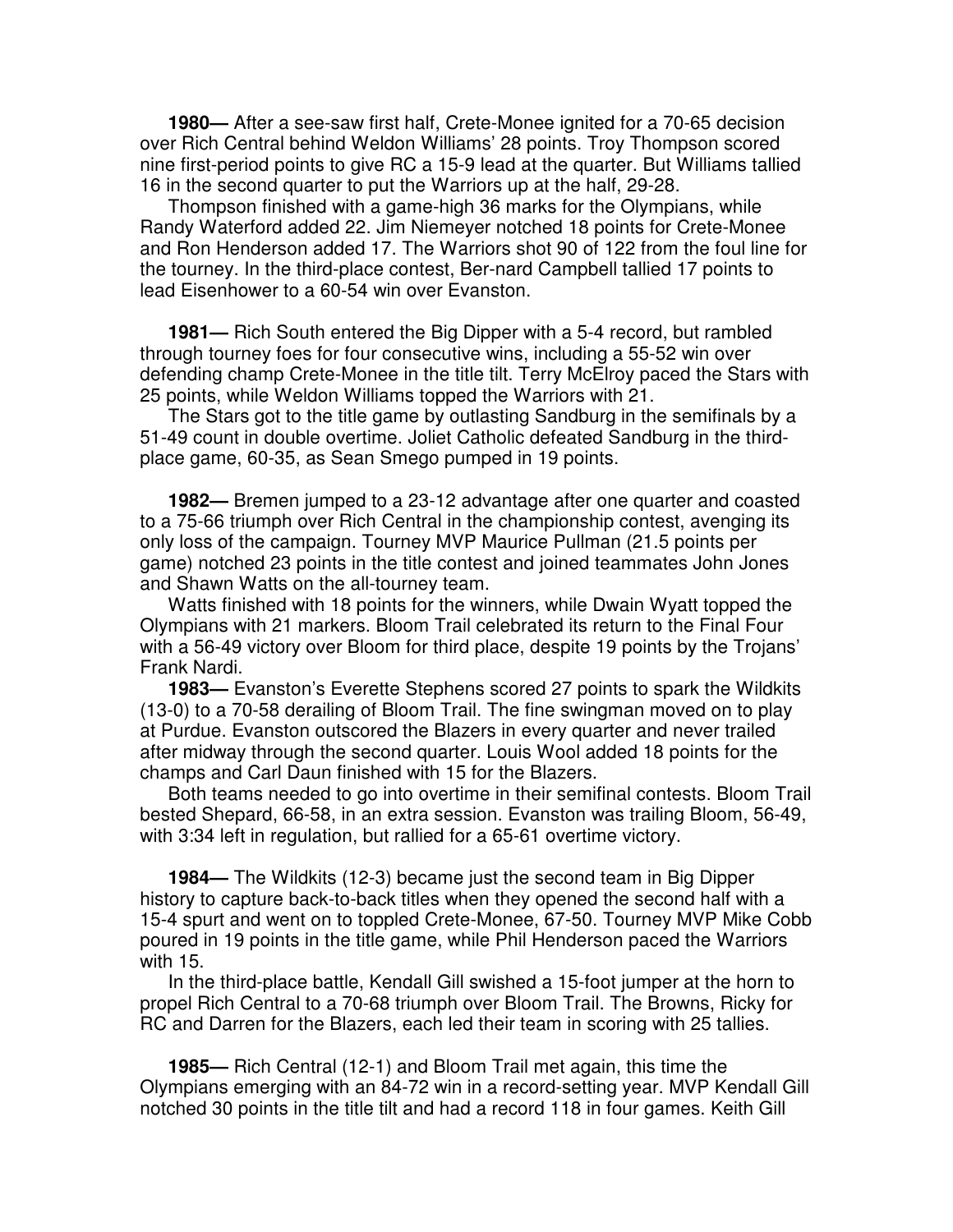**1980—** After a see-saw first half, Crete-Monee ignited for a 70-65 decision over Rich Central behind Weldon Williams' 28 points. Troy Thompson scored nine first-period points to give RC a 15-9 lead at the quarter. But Williams tallied 16 in the second quarter to put the Warriors up at the half, 29-28.

Thompson finished with a game-high 36 marks for the Olympians, while Randy Waterford added 22. Jim Niemeyer notched 18 points for Crete-Monee and Ron Henderson added 17. The Warriors shot 90 of 122 from the foul line for the tourney. In the third-place contest, Ber-nard Campbell tallied 17 points to lead Eisenhower to a 60-54 win over Evanston.

**1981—** Rich South entered the Big Dipper with a 5-4 record, but rambled through tourney foes for four consecutive wins, including a 55-52 win over defending champ Crete-Monee in the title tilt. Terry McElroy paced the Stars with 25 points, while Weldon Williams topped the Warriors with 21.

The Stars got to the title game by outlasting Sandburg in the semifinals by a 51-49 count in double overtime. Joliet Catholic defeated Sandburg in the third-place game, 60-35, as Sean Smego pumped in 19 points.

**1982—** Bremen jumped to a 23-12 advantage after one quarter and coasted to a 75-66 triumph over Rich Central in the championship contest, avenging its only loss of the campaign. Tourney MVP Maurice Pullman (21.5 points per game) notched 23 points in the title contest and joined teammates John Jones and Shawn Watts on the all-tourney team.

Watts finished with 18 points for the winners, while Dwain Wyatt topped the Olympians with 21 markers. Bloom Trail celebrated its return to the Final Four with a 56-49 victory over Bloom for third place, despite 19 points by the Trojans' Frank Nardi.

**1983—** Evanston's Everette Stephens scored 27 points to spark the Wildkits (13-0) to a 70-58 derailing of Bloom Trail. The fine swingman moved on to play at Purdue. Evanston outscored the Blazers in every quarter and never trailed after midway through the second quarter. Louis Wool added 18 points for the champs and Carl Daun finished with 15 for the Blazers.

Both teams needed to go into overtime in their semifinal contests. Bloom Trail bested Shepard, 66-58, in an extra session. Evanston was trailing Bloom, 56-49, with 3:34 left in regulation, but rallied for a 65-61 overtime victory.

**1984—** The Wildkits (12-3) became just the second team in Big Dipper history to capture back-to-back titles when they opened the second half with a 15-4 spurt and went on to toppled Crete-Monee, 67-50. Tourney MVP Mike Cobb poured in 19 points in the title game, while Phil Henderson paced the Warriors with 15.

In the third-place battle, Kendall Gill swished a 15-foot jumper at the horn to propel Rich Central to a 70-68 triumph over Bloom Trail. The Browns, Ricky for RC and Darren for the Blazers, each led their team in scoring with 25 tallies.

**1985—** Rich Central (12-1) and Bloom Trail met again, this time the Olympians emerging with an 84-72 win in a record-setting year. MVP Kendall Gill notched 30 points in the title tilt and had a record 118 in four games. Keith Gill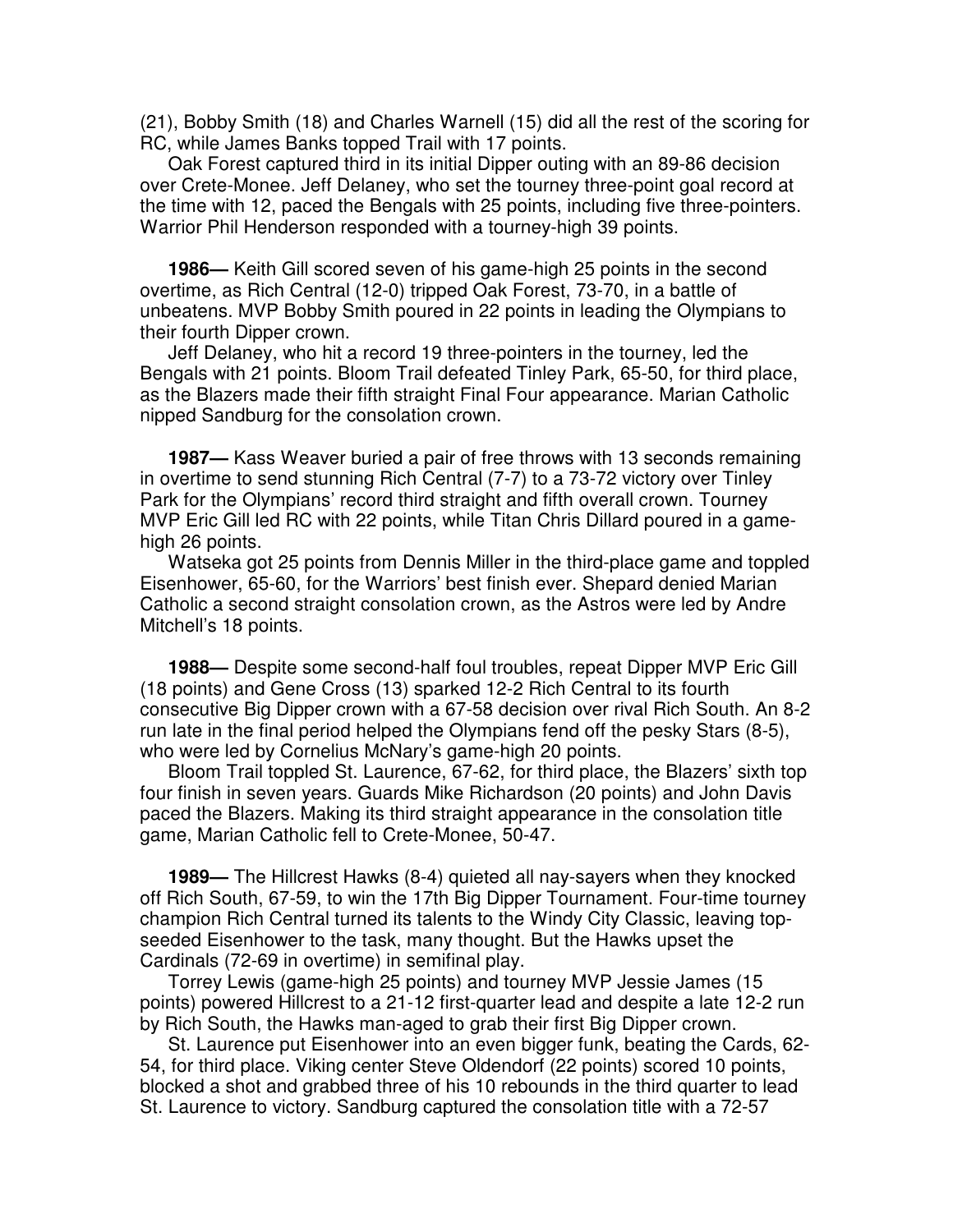(21), Bobby Smith (18) and Charles Warnell (15) did all the rest of the scoring for RC, while James Banks topped Trail with 17 points.

Oak Forest captured third in its initial Dipper outing with an 89-86 decision over Crete-Monee. Jeff Delaney, who set the tourney three-point goal record at the time with 12, paced the Bengals with 25 points, including five three-pointers. Warrior Phil Henderson responded with a tourney-high 39 points.

**1986—** Keith Gill scored seven of his game-high 25 points in the second overtime, as Rich Central (12-0) tripped Oak Forest, 73-70, in a battle of unbeatens. MVP Bobby Smith poured in 22 points in leading the Olympians to their fourth Dipper crown.

Jeff Delaney, who hit a record 19 three-pointers in the tourney, led the Bengals with 21 points. Bloom Trail defeated Tinley Park, 65-50, for third place, as the Blazers made their fifth straight Final Four appearance. Marian Catholic nipped Sandburg for the consolation crown.

**1987—** Kass Weaver buried a pair of free throws with 13 seconds remaining in overtime to send stunning Rich Central (7-7) to a 73-72 victory over Tinley Park for the Olympians' record third straight and fifth overall crown. Tourney MVP Eric Gill led RC with 22 points, while Titan Chris Dillard poured in a game-high 26 points.

Watseka got 25 points from Dennis Miller in the third-place game and toppled Eisenhower, 65-60, for the Warriors' best finish ever. Shepard denied Marian Catholic a second straight consolation crown, as the Astros were led by Andre Mitchell's 18 points.

**1988—** Despite some second-half foul troubles, repeat Dipper MVP Eric Gill (18 points) and Gene Cross (13) sparked 12-2 Rich Central to its fourth consecutive Big Dipper crown with a 67-58 decision over rival Rich South. An 8-2 run late in the final period helped the Olympians fend off the pesky Stars (8-5), who were led by Cornelius McNary's game-high 20 points.

Bloom Trail toppled St. Laurence, 67-62, for third place, the Blazers' sixth top four finish in seven years. Guards Mike Richardson (20 points) and John Davis paced the Blazers. Making its third straight appearance in the consolation title game, Marian Catholic fell to Crete-Monee, 50-47.

**1989—** The Hillcrest Hawks (8-4) quieted all nay-sayers when they knocked off Rich South, 67-59, to win the 17th Big Dipper Tournament. Four-time tourney champion Rich Central turned its talents to the Windy City Classic, leaving top-seeded Eisenhower to the task, many thought. But the Hawks upset the Cardinals (72-69 in overtime) in semifinal play.

Torrey Lewis (game-high 25 points) and tourney MVP Jessie James (15 points) powered Hillcrest to a 21-12 first-quarter lead and despite a late 12-2 run by Rich South, the Hawks man-aged to grab their first Big Dipper crown.

St. Laurence put Eisenhower into an even bigger funk, beating the Cards, 62-54, for third place. Viking center Steve Oldendorf (22 points) scored 10 points, blocked a shot and grabbed three of his 10 rebounds in the third quarter to lead St. Laurence to victory. Sandburg captured the consolation title with a 72-57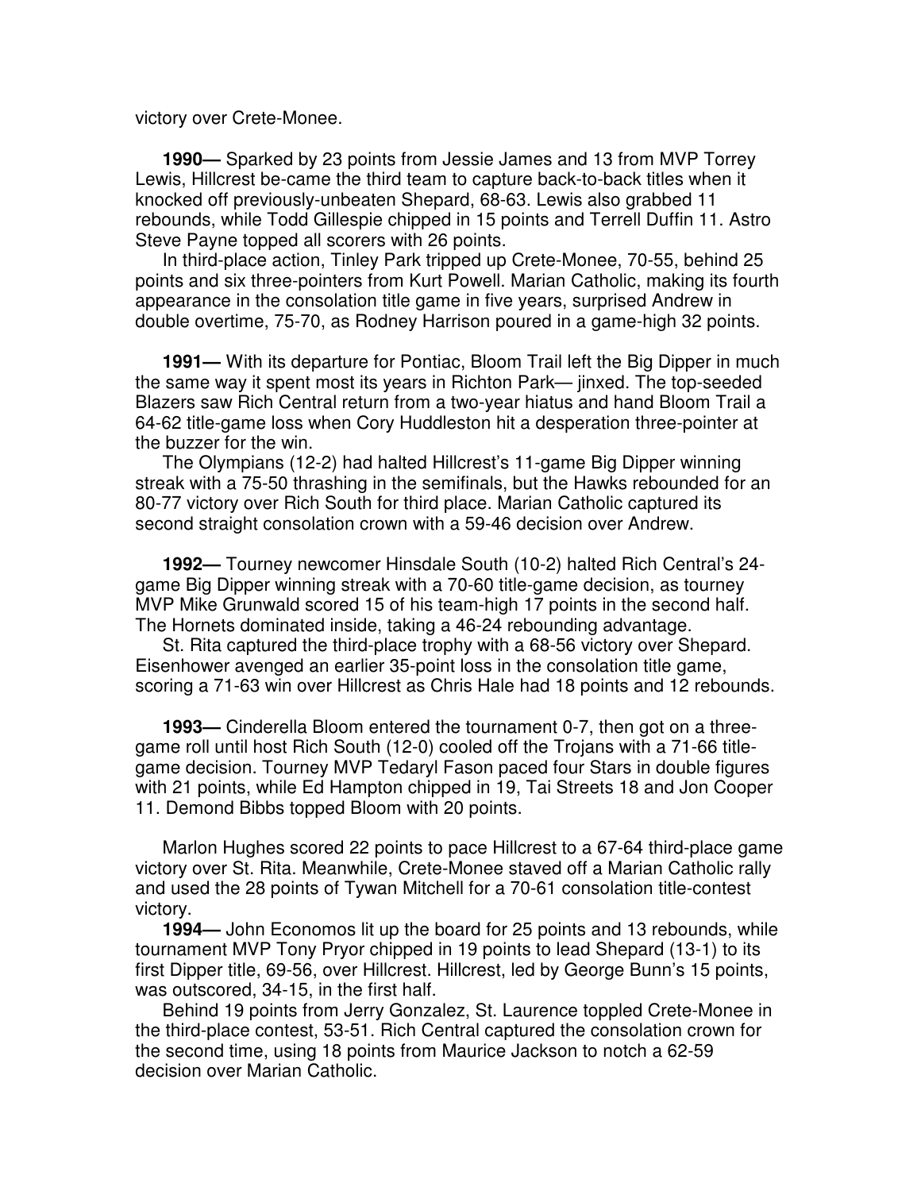victory over Crete-Monee.

**1990—** Sparked by 23 points from Jessie James and 13 from MVP Torrey Lewis, Hillcrest be-came the third team to capture back-to-back titles when it knocked off previously-unbeaten Shepard, 68-63. Lewis also grabbed 11 rebounds, while Todd Gillespie chipped in 15 points and Terrell Duffin 11. Astro Steve Payne topped all scorers with 26 points.

In third-place action, Tinley Park tripped up Crete-Monee, 70-55, behind 25 points and six three-pointers from Kurt Powell. Marian Catholic, making its fourth appearance in the consolation title game in five years, surprised Andrew in double overtime, 75-70, as Rodney Harrison poured in a game-high 32 points.

**1991—** With its departure for Pontiac, Bloom Trail left the Big Dipper in much the same way it spent most its years in Richton Park— jinxed. The top-seeded Blazers saw Rich Central return from a two-year hiatus and hand Bloom Trail a 64-62 title-game loss when Cory Huddleston hit a desperation three-pointer at the buzzer for the win.

The Olympians (12-2) had halted Hillcrest's 11-game Big Dipper winning streak with a 75-50 thrashing in the semifinals, but the Hawks rebounded for an 80-77 victory over Rich South for third place. Marian Catholic captured its second straight consolation crown with a 59-46 decision over Andrew.

**1992—** Tourney newcomer Hinsdale South (10-2) halted Rich Central's 24-game Big Dipper winning streak with a 70-60 title-game decision, as tourney MVP Mike Grunwald scored 15 of his team-high 17 points in the second half. The Hornets dominated inside, taking a 46-24 rebounding advantage.

St. Rita captured the third-place trophy with a 68-56 victory over Shepard. Eisenhower avenged an earlier 35-point loss in the consolation title game, scoring a 71-63 win over Hillcrest as Chris Hale had 18 points and 12 rebounds.

**1993—** Cinderella Bloom entered the tournament 0-7, then got on a three-game roll until host Rich South (12-0) cooled off the Trojans with a 71-66 title-game decision. Tourney MVP Tedaryl Fason paced four Stars in double figures with 21 points, while Ed Hampton chipped in 19, Tai Streets 18 and Jon Cooper 11. Demond Bibbs topped Bloom with 20 points.

Marlon Hughes scored 22 points to pace Hillcrest to a 67-64 third-place game victory over St. Rita. Meanwhile, Crete-Monee staved off a Marian Catholic rally and used the 28 points of Tywan Mitchell for a 70-61 consolation title-contest victory.

**1994—** John Economos lit up the board for 25 points and 13 rebounds, while tournament MVP Tony Pryor chipped in 19 points to lead Shepard (13-1) to its first Dipper title, 69-56, over Hillcrest. Hillcrest, led by George Bunn's 15 points, was outscored, 34-15, in the first half.

Behind 19 points from Jerry Gonzalez, St. Laurence toppled Crete-Monee in the third-place contest, 53-51. Rich Central captured the consolation crown for the second time, using 18 points from Maurice Jackson to notch a 62-59 decision over Marian Catholic.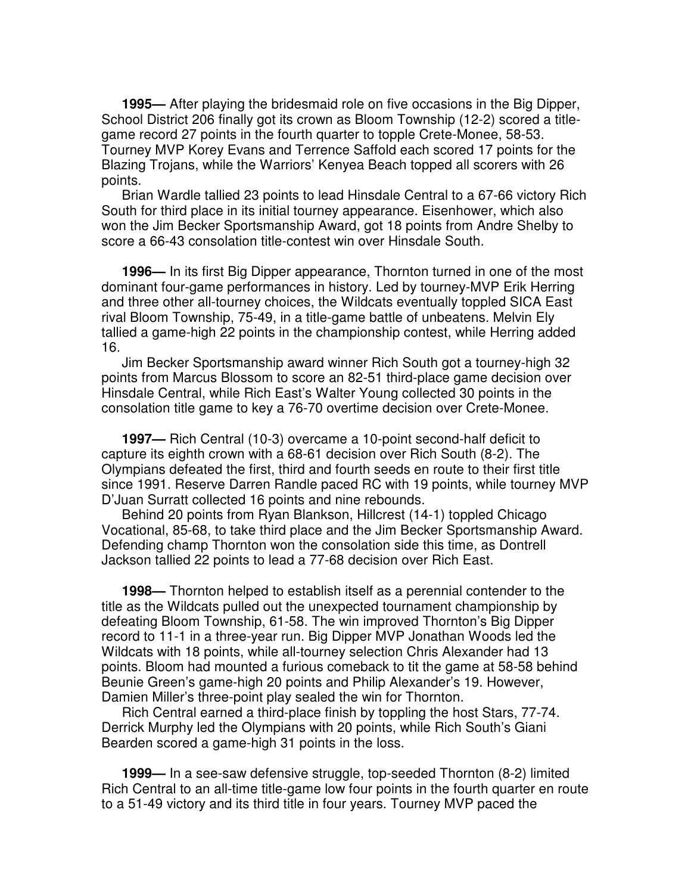**1995—** After playing the bridesmaid role on five occasions in the Big Dipper, School District 206 finally got its crown as Bloom Township (12-2) scored a title-game record 27 points in the fourth quarter to topple Crete-Monee, 58-53. Tourney MVP Korey Evans and Terrence Saffold each scored 17 points for the Blazing Trojans, while the Warriors' Kenyea Beach topped all scorers with 26 points.

Brian Wardle tallied 23 points to lead Hinsdale Central to a 67-66 victory Rich South for third place in its initial tourney appearance. Eisenhower, which also won the Jim Becker Sportsmanship Award, got 18 points from Andre Shelby to score a 66-43 consolation title-contest win over Hinsdale South.

**1996—** In its first Big Dipper appearance, Thornton turned in one of the most dominant four-game performances in history. Led by tourney-MVP Erik Herring and three other all-tourney choices, the Wildcats eventually toppled SICA East rival Bloom Township, 75-49, in a title-game battle of unbeatens. Melvin Ely tallied a game-high 22 points in the championship contest, while Herring added 16.

Jim Becker Sportsmanship award winner Rich South got a tourney-high 32 points from Marcus Blossom to score an 82-51 third-place game decision over Hinsdale Central, while Rich East's Walter Young collected 30 points in the consolation title game to key a 76-70 overtime decision over Crete-Monee.

**1997—** Rich Central (10-3) overcame a 10-point second-half deficit to capture its eighth crown with a 68-61 decision over Rich South (8-2). The Olympians defeated the first, third and fourth seeds en route to their first title since 1991. Reserve Darren Randle paced RC with 19 points, while tourney MVP D'Juan Surratt collected 16 points and nine rebounds.

Behind 20 points from Ryan Blankson, Hillcrest (14-1) toppled Chicago Vocational, 85-68, to take third place and the Jim Becker Sportsmanship Award. Defending champ Thornton won the consolation side this time, as Dontrell Jackson tallied 22 points to lead a 77-68 decision over Rich East.

**1998—** Thornton helped to establish itself as a perennial contender to the title as the Wildcats pulled out the unexpected tournament championship by defeating Bloom Township, 61-58. The win improved Thornton's Big Dipper record to 11-1 in a three-year run. Big Dipper MVP Jonathan Woods led the Wildcats with 18 points, while all-tourney selection Chris Alexander had 13 points. Bloom had mounted a furious comeback to tit the game at 58-58 behind Beunie Green's game-high 20 points and Philip Alexander's 19. However, Damien Miller's three-point play sealed the win for Thornton.

Rich Central earned a third-place finish by toppling the host Stars, 77-74. Derrick Murphy led the Olympians with 20 points, while Rich South's Giani Bearden scored a game-high 31 points in the loss.

**1999—** In a see-saw defensive struggle, top-seeded Thornton (8-2) limited Rich Central to an all-time title-game low four points in the fourth quarter en route to a 51-49 victory and its third title in four years. Tourney MVP paced the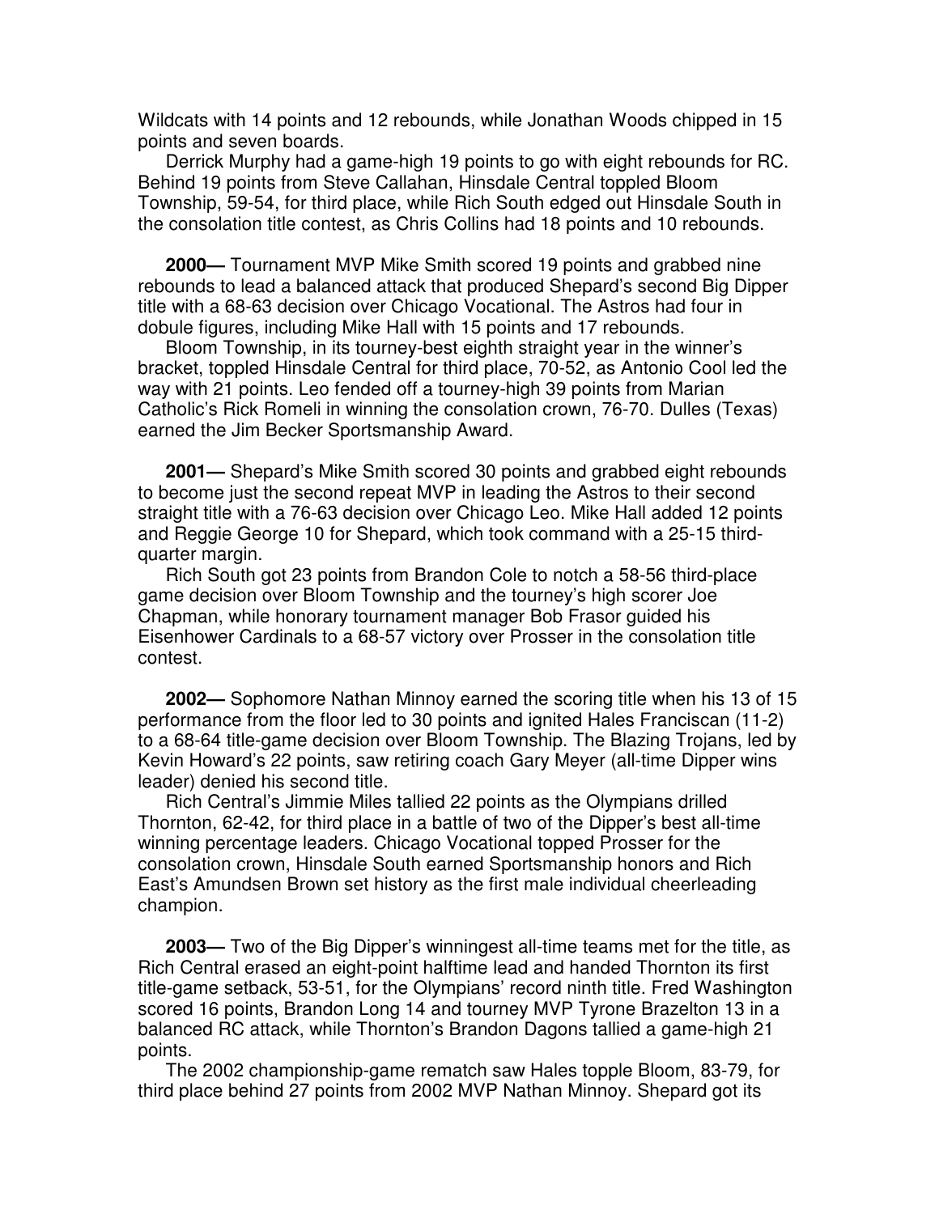Wildcats with 14 points and 12 rebounds, while Jonathan Woods chipped in 15 points and seven boards.

Derrick Murphy had a game-high 19 points to go with eight rebounds for RC. Behind 19 points from Steve Callahan, Hinsdale Central toppled Bloom Township, 59-54, for third place, while Rich South edged out Hinsdale South in the consolation title contest, as Chris Collins had 18 points and 10 rebounds.

**2000—** Tournament MVP Mike Smith scored 19 points and grabbed nine rebounds to lead a balanced attack that produced Shepard's second Big Dipper title with a 68-63 decision over Chicago Vocational. The Astros had four in dobule figures, including Mike Hall with 15 points and 17 rebounds.

Bloom Township, in its tourney-best eighth straight year in the winner's bracket, toppled Hinsdale Central for third place, 70-52, as Antonio Cool led the way with 21 points. Leo fended off a tourney-high 39 points from Marian Catholic's Rick Romeli in winning the consolation crown, 76-70. Dulles (Texas) earned the Jim Becker Sportsmanship Award.

**2001—** Shepard's Mike Smith scored 30 points and grabbed eight rebounds to become just the second repeat MVP in leading the Astros to their second straight title with a 76-63 decision over Chicago Leo. Mike Hall added 12 points and Reggie George 10 for Shepard, which took command with a 25-15 third-quarter margin.

Rich South got 23 points from Brandon Cole to notch a 58-56 third-place game decision over Bloom Township and the tourney's high scorer Joe Chapman, while honorary tournament manager Bob Frasor guided his Eisenhower Cardinals to a 68-57 victory over Prosser in the consolation title contest.

**2002—** Sophomore Nathan Minnoy earned the scoring title when his 13 of 15 performance from the floor led to 30 points and ignited Hales Franciscan (11-2) to a 68-64 title-game decision over Bloom Township. The Blazing Trojans, led by Kevin Howard's 22 points, saw retiring coach Gary Meyer (all-time Dipper wins leader) denied his second title.

Rich Central's Jimmie Miles tallied 22 points as the Olympians drilled Thornton, 62-42, for third place in a battle of two of the Dipper's best all-time winning percentage leaders. Chicago Vocational topped Prosser for the consolation crown, Hinsdale South earned Sportsmanship honors and Rich East's Amundsen Brown set history as the first male individual cheerleading champion.

**2003—** Two of the Big Dipper's winningest all-time teams met for the title, as Rich Central erased an eight-point halftime lead and handed Thornton its first title-game setback, 53-51, for the Olympians' record ninth title. Fred Washington scored 16 points, Brandon Long 14 and tourney MVP Tyrone Brazelton 13 in a balanced RC attack, while Thornton's Brandon Dagons tallied a game-high 21 points.

The 2002 championship-game rematch saw Hales topple Bloom, 83-79, for third place behind 27 points from 2002 MVP Nathan Minnoy. Shepard got its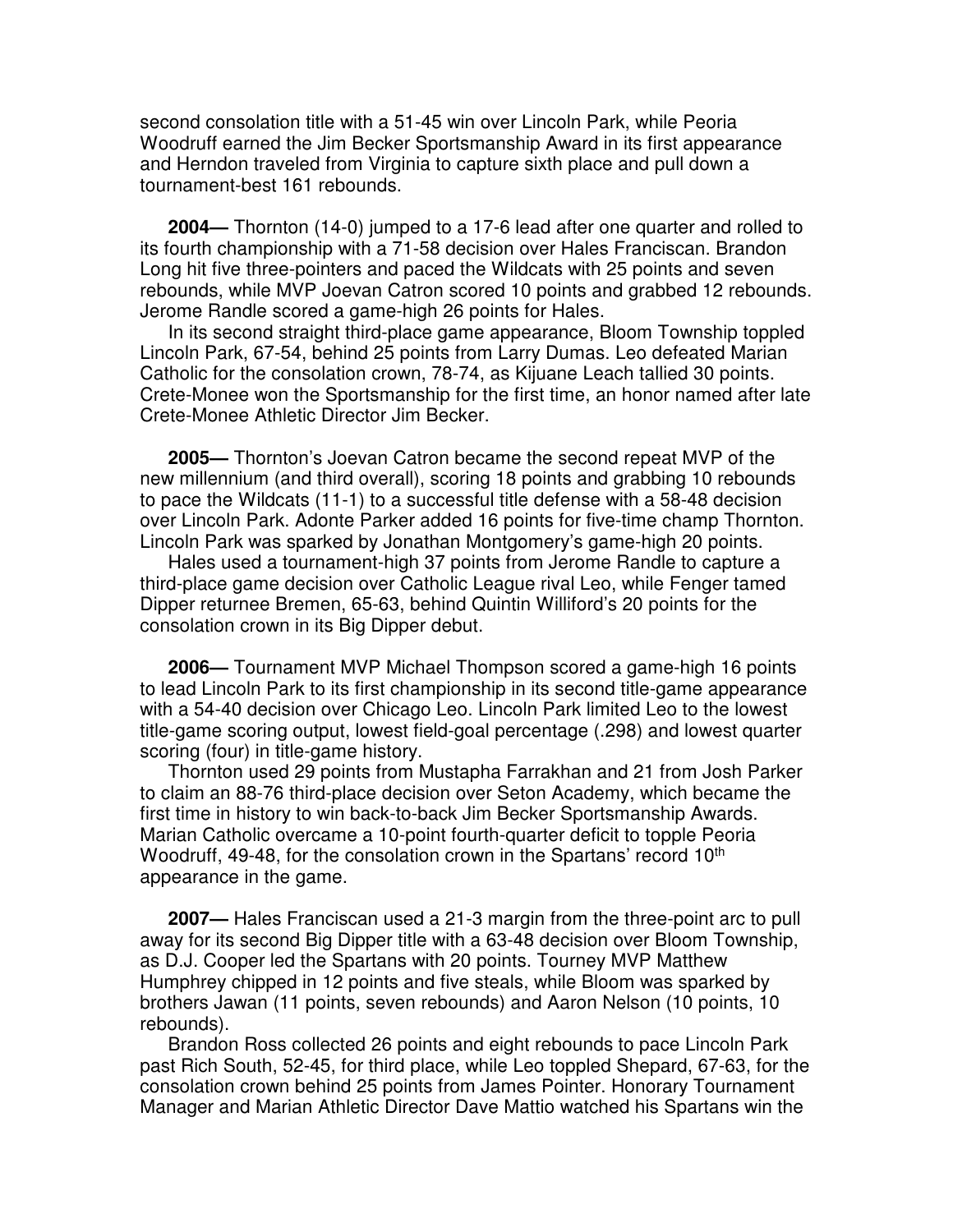second consolation title with a 51-45 win over Lincoln Park, while Peoria Woodruff earned the Jim Becker Sportsmanship Award in its first appearance and Herndon traveled from Virginia to capture sixth place and pull down a tournament-best 161 rebounds.

**2004—** Thornton (14-0) jumped to a 17-6 lead after one quarter and rolled to its fourth championship with a 71-58 decision over Hales Franciscan. Brandon Long hit five three-pointers and paced the Wildcats with 25 points and seven rebounds, while MVP Joevan Catron scored 10 points and grabbed 12 rebounds. Jerome Randle scored a game-high 26 points for Hales.

In its second straight third-place game appearance, Bloom Township toppled Lincoln Park, 67-54, behind 25 points from Larry Dumas. Leo defeated Marian Catholic for the consolation crown, 78-74, as Kijuane Leach tallied 30 points. Crete-Monee won the Sportsmanship for the first time, an honor named after late Crete-Monee Athletic Director Jim Becker.

**2005—** Thornton's Joevan Catron became the second repeat MVP of the new millennium (and third overall), scoring 18 points and grabbing 10 rebounds to pace the Wildcats (11-1) to a successful title defense with a 58-48 decision over Lincoln Park. Adonte Parker added 16 points for five-time champ Thornton. Lincoln Park was sparked by Jonathan Montgomery's game-high 20 points.

Hales used a tournament-high 37 points from Jerome Randle to capture a third-place game decision over Catholic League rival Leo, while Fenger tamed Dipper returnee Bremen, 65-63, behind Quintin Williford's 20 points for the consolation crown in its Big Dipper debut.

**2006—** Tournament MVP Michael Thompson scored a game-high 16 points to lead Lincoln Park to its first championship in its second title-game appearance with a 54-40 decision over Chicago Leo. Lincoln Park limited Leo to the lowest title-game scoring output, lowest field-goal percentage (.298) and lowest quarter scoring (four) in title-game history.

Thornton used 29 points from Mustapha Farrakhan and 21 from Josh Parker to claim an 88-76 third-place decision over Seton Academy, which became the first time in history to win back-to-back Jim Becker Sportsmanship Awards. Marian Catholic overcame a 10-point fourth-quarter deficit to topple Peoria Woodruff, 49-48, for the consolation crown in the Spartans' record 10th appearance in the game.

**2007—** Hales Franciscan used a 21-3 margin from the three-point arc to pull away for its second Big Dipper title with a 63-48 decision over Bloom Township, as D.J. Cooper led the Spartans with 20 points. Tourney MVP Matthew Humphrey chipped in 12 points and five steals, while Bloom was sparked by brothers Jawan (11 points, seven rebounds) and Aaron Nelson (10 points, 10 rebounds).

Brandon Ross collected 26 points and eight rebounds to pace Lincoln Park past Rich South, 52-45, for third place, while Leo toppled Shepard, 67-63, for the consolation crown behind 25 points from James Pointer. Honorary Tournament Manager and Marian Athletic Director Dave Mattio watched his Spartans win the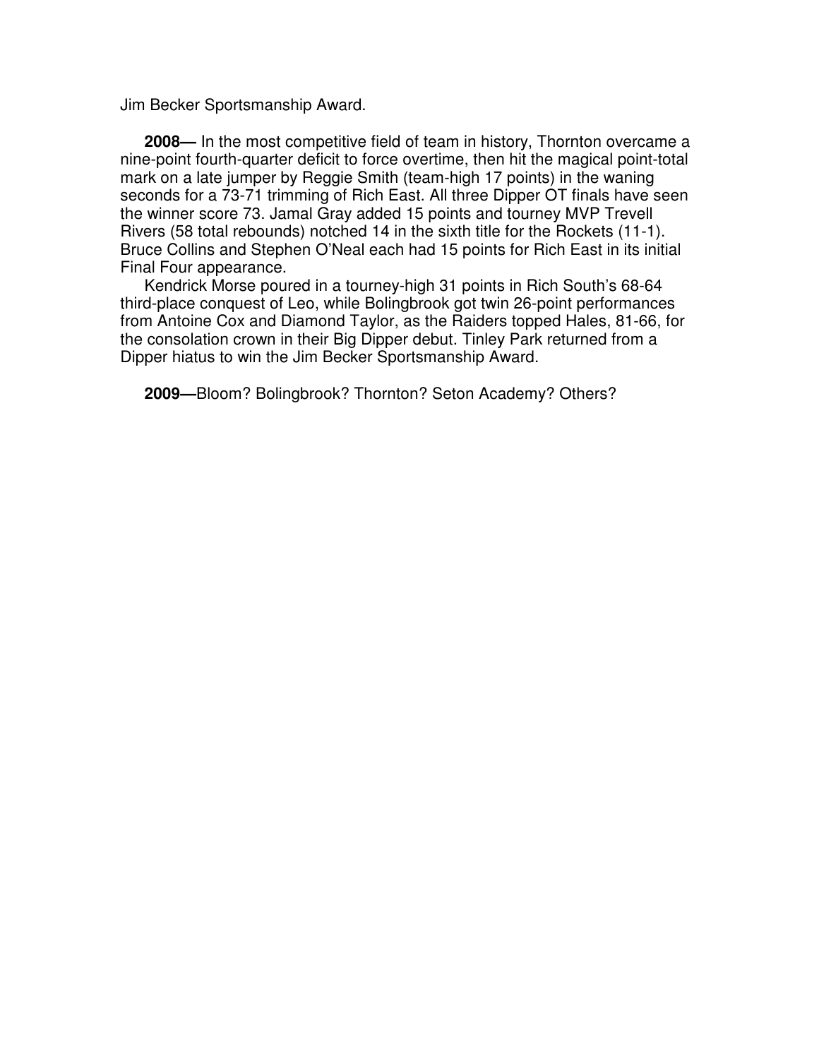Jim Becker Sportsmanship Award.

**2008—** In the most competitive field of team in history, Thornton overcame a nine-point fourth-quarter deficit to force overtime, then hit the magical point-total mark on a late jumper by Reggie Smith (team-high 17 points) in the waning seconds for a 73-71 trimming of Rich East. All three Dipper OT finals have seen the winner score 73. Jamal Gray added 15 points and tourney MVP Trevell Rivers (58 total rebounds) notched 14 in the sixth title for the Rockets (11-1). Bruce Collins and Stephen O'Neal each had 15 points for Rich East in its initial Final Four appearance.

Kendrick Morse poured in a tourney-high 31 points in Rich South's 68-64 third-place conquest of Leo, while Bolingbrook got twin 26-point performances from Antoine Cox and Diamond Taylor, as the Raiders topped Hales, 81-66, for the consolation crown in their Big Dipper debut. Tinley Park returned from a Dipper hiatus to win the Jim Becker Sportsmanship Award.

**2009—**Bloom? Bolingbrook? Thornton? Seton Academy? Others?